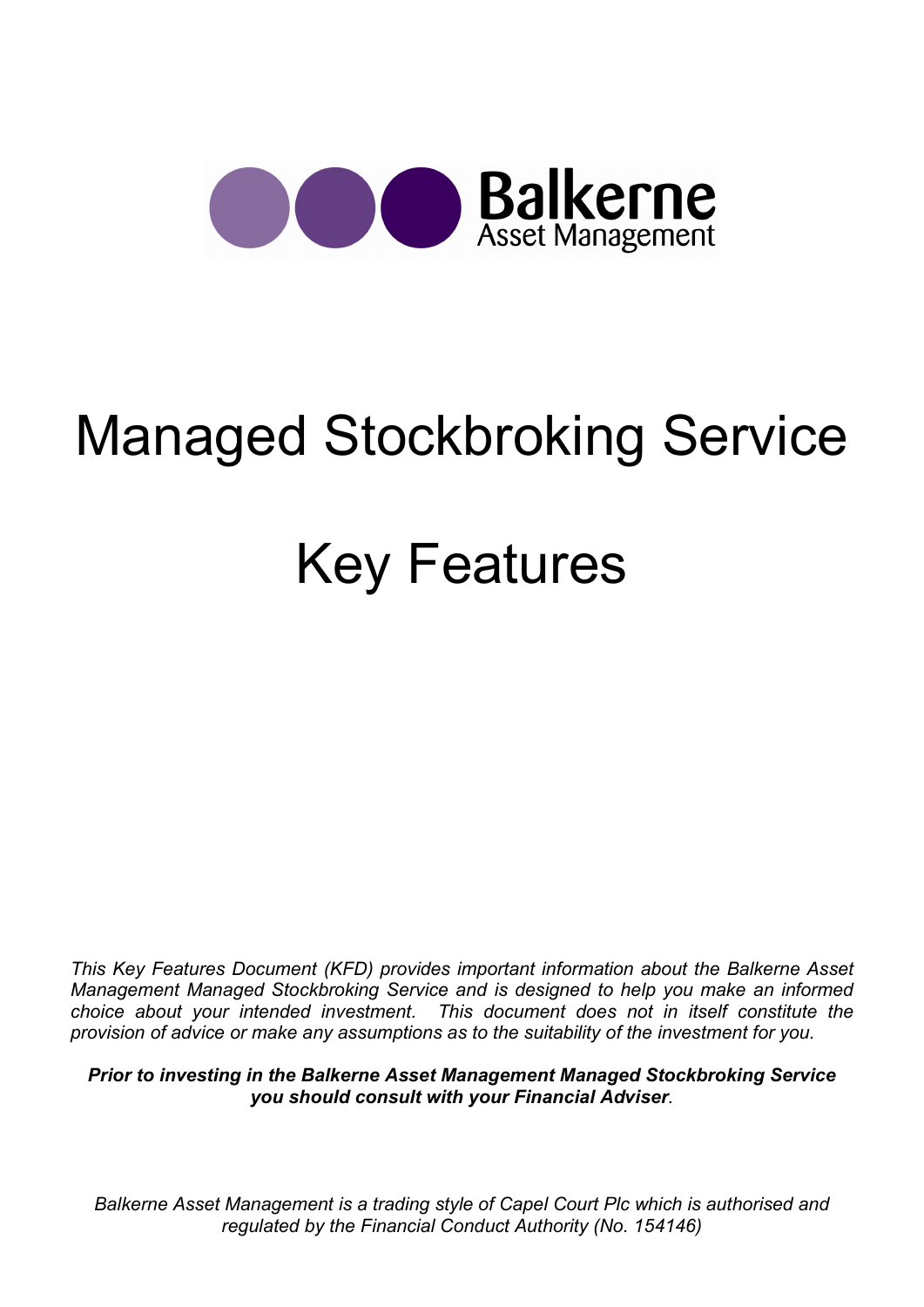Balkerne
Asset Management

# Managed Stockbroking Service

# Key Features

*This Key Features Document (KFD) provides important information about the Balkerne Asset Management Managed Stockbroking Service and is designed to help you make an informed choice about your intended investment. This document does not in itself constitute the provision of advice or make any assumptions as to the suitability of the investment for you.*

***Prior to investing in the Balkerne Asset Management Managed Stockbroking Service you should consult with your Financial Adviser.***

*Balkerne Asset Management is a trading style of Capel Court Plc which is authorised and regulated by the Financial Conduct Authority (No. 154146)*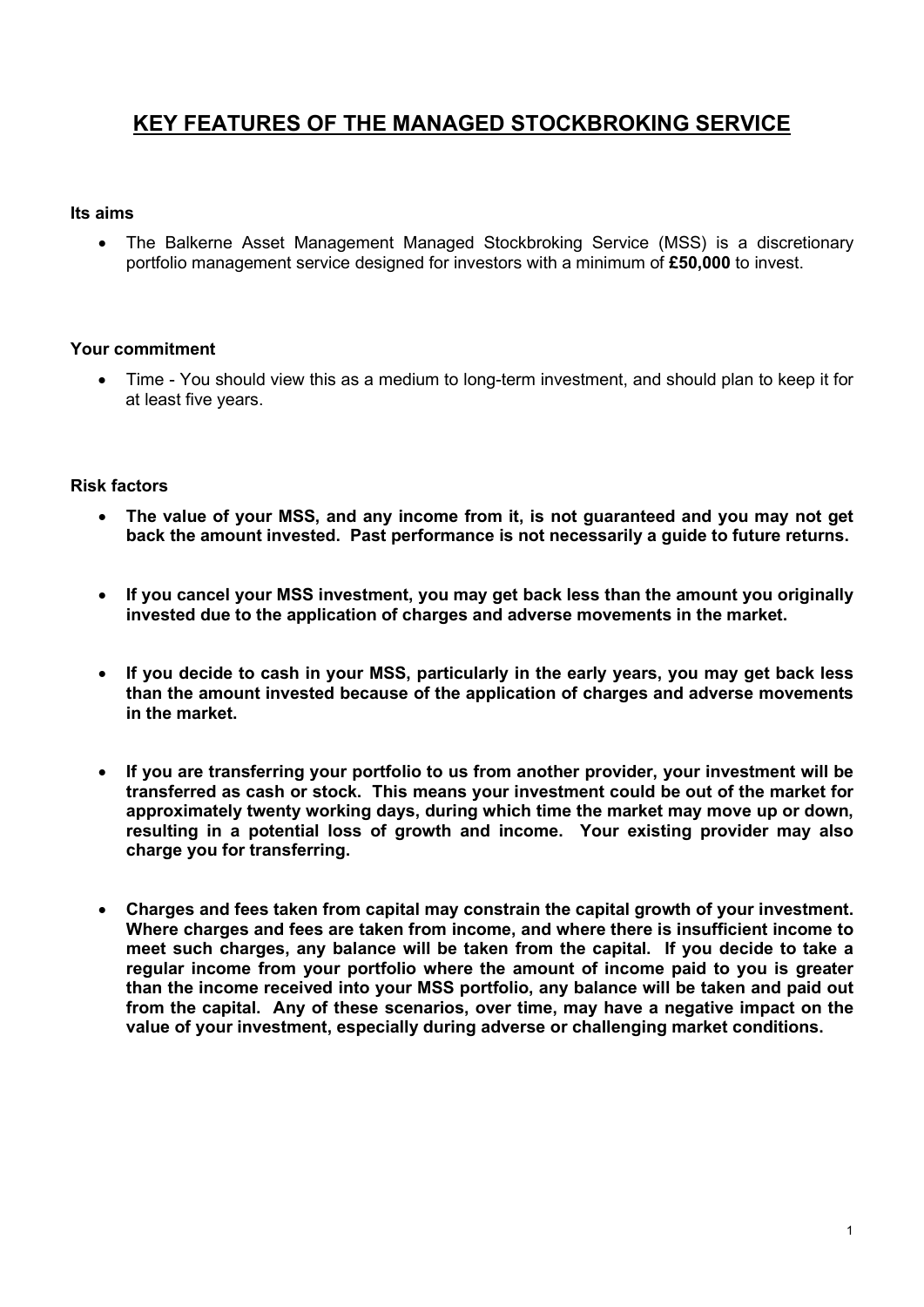# KEY FEATURES OF THE MANAGED STOCKBROKING SERVICE

**Its aims**

- The Balkerne Asset Management Managed Stockbroking Service (MSS) is a discretionary portfolio management service designed for investors with a minimum of **£50,000** to invest.

**Your commitment**

- Time - You should view this as a medium to long-term investment, and should plan to keep it for at least five years.

**Risk factors**

- **The value of your MSS, and any income from it, is not guaranteed and you may not get back the amount invested. Past performance is not necessarily a guide to future returns.**

- **If you cancel your MSS investment, you may get back less than the amount you originally invested due to the application of charges and adverse movements in the market.**

- **If you decide to cash in your MSS, particularly in the early years, you may get back less than the amount invested because of the application of charges and adverse movements in the market.**

- **If you are transferring your portfolio to us from another provider, your investment will be transferred as cash or stock. This means your investment could be out of the market for approximately twenty working days, during which time the market may move up or down, resulting in a potential loss of growth and income. Your existing provider may also charge you for transferring.**

- **Charges and fees taken from capital may constrain the capital growth of your investment. Where charges and fees are taken from income, and where there is insufficient income to meet such charges, any balance will be taken from the capital. If you decide to take a regular income from your portfolio where the amount of income paid to you is greater than the income received into your MSS portfolio, any balance will be taken and paid out from the capital. Any of these scenarios, over time, may have a negative impact on the value of your investment, especially during adverse or challenging market conditions.**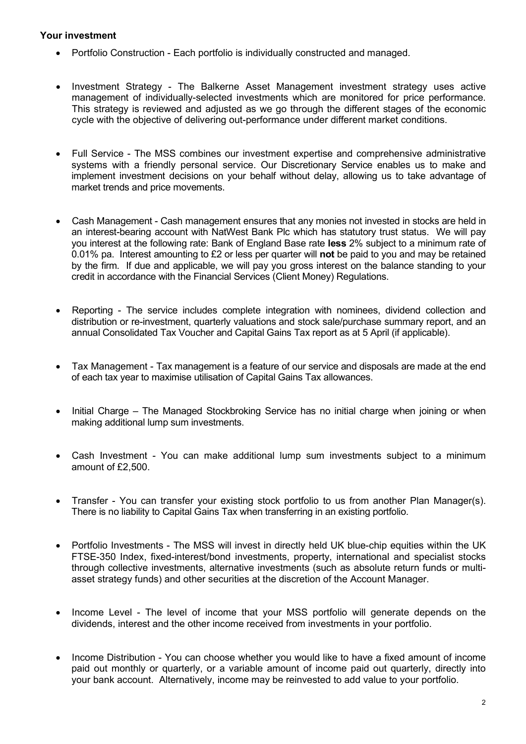**Your investment**

- Portfolio Construction - Each portfolio is individually constructed and managed.
- Investment Strategy - The Balkerne Asset Management investment strategy uses active management of individually-selected investments which are monitored for price performance. This strategy is reviewed and adjusted as we go through the different stages of the economic cycle with the objective of delivering out-performance under different market conditions.
- Full Service - The MSS combines our investment expertise and comprehensive administrative systems with a friendly personal service. Our Discretionary Service enables us to make and implement investment decisions on your behalf without delay, allowing us to take advantage of market trends and price movements.
- Cash Management - Cash management ensures that any monies not invested in stocks are held in an interest-bearing account with NatWest Bank Plc which has statutory trust status. We will pay you interest at the following rate: Bank of England Base rate **less** 2% subject to a minimum rate of 0.01% pa. Interest amounting to £2 or less per quarter will **not** be paid to you and may be retained by the firm. If due and applicable, we will pay you gross interest on the balance standing to your credit in accordance with the Financial Services (Client Money) Regulations.
- Reporting - The service includes complete integration with nominees, dividend collection and distribution or re-investment, quarterly valuations and stock sale/purchase summary report, and an annual Consolidated Tax Voucher and Capital Gains Tax report as at 5 April (if applicable).
- Tax Management - Tax management is a feature of our service and disposals are made at the end of each tax year to maximise utilisation of Capital Gains Tax allowances.
- Initial Charge – The Managed Stockbroking Service has no initial charge when joining or when making additional lump sum investments.
- Cash Investment - You can make additional lump sum investments subject to a minimum amount of £2,500.
- Transfer - You can transfer your existing stock portfolio to us from another Plan Manager(s). There is no liability to Capital Gains Tax when transferring in an existing portfolio.
- Portfolio Investments - The MSS will invest in directly held UK blue-chip equities within the UK FTSE-350 Index, fixed-interest/bond investments, property, international and specialist stocks through collective investments, alternative investments (such as absolute return funds or multi-asset strategy funds) and other securities at the discretion of the Account Manager.
- Income Level - The level of income that your MSS portfolio will generate depends on the dividends, interest and the other income received from investments in your portfolio.
- Income Distribution - You can choose whether you would like to have a fixed amount of income paid out monthly or quarterly, or a variable amount of income paid out quarterly, directly into your bank account. Alternatively, income may be reinvested to add value to your portfolio.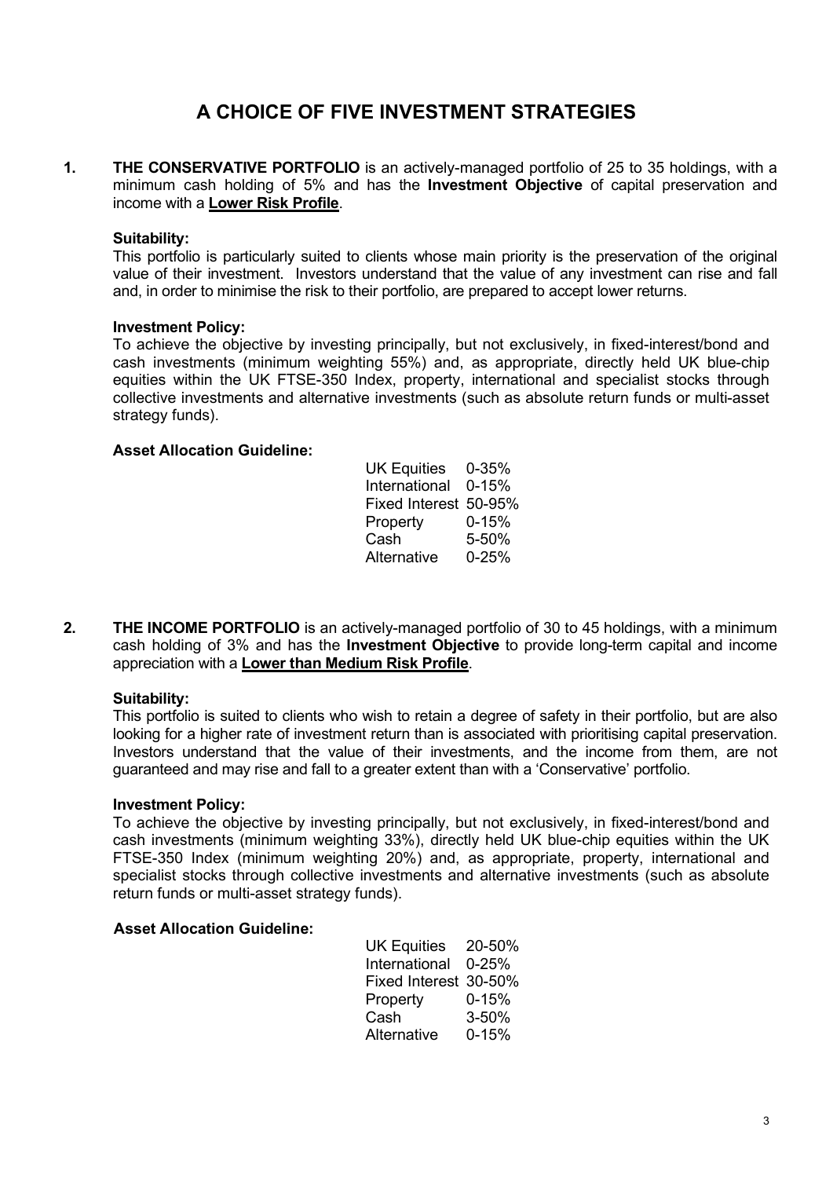# A CHOICE OF FIVE INVESTMENT STRATEGIES

**1. THE CONSERVATIVE PORTFOLIO** is an actively-managed portfolio of 25 to 35 holdings, with a minimum cash holding of 5% and has the **Investment Objective** of capital preservation and income with a **Lower Risk Profile**.

**Suitability:**

This portfolio is particularly suited to clients whose main priority is the preservation of the original value of their investment. Investors understand that the value of any investment can rise and fall and, in order to minimise the risk to their portfolio, are prepared to accept lower returns.

**Investment Policy:**

To achieve the objective by investing principally, but not exclusively, in fixed-interest/bond and cash investments (minimum weighting 55%) and, as appropriate, directly held UK blue-chip equities within the UK FTSE-350 Index, property, international and specialist stocks through collective investments and alternative investments (such as absolute return funds or multi-asset strategy funds).

**Asset Allocation Guideline:**

| | |
|---|---|
| UK Equities | 0-35% |
| International | 0-15% |
| Fixed Interest | 50-95% |
| Property | 0-15% |
| Cash | 5-50% |
| Alternative | 0-25% |

**2. THE INCOME PORTFOLIO** is an actively-managed portfolio of 30 to 45 holdings, with a minimum cash holding of 3% and has the **Investment Objective** to provide long-term capital and income appreciation with a **Lower than Medium Risk Profile**.

**Suitability:**

This portfolio is suited to clients who wish to retain a degree of safety in their portfolio, but are also looking for a higher rate of investment return than is associated with prioritising capital preservation. Investors understand that the value of their investments, and the income from them, are not guaranteed and may rise and fall to a greater extent than with a 'Conservative' portfolio.

**Investment Policy:**

To achieve the objective by investing principally, but not exclusively, in fixed-interest/bond and cash investments (minimum weighting 33%), directly held UK blue-chip equities within the UK FTSE-350 Index (minimum weighting 20%) and, as appropriate, property, international and specialist stocks through collective investments and alternative investments (such as absolute return funds or multi-asset strategy funds).

**Asset Allocation Guideline:**

| | |
|---|---|
| UK Equities | 20-50% |
| International | 0-25% |
| Fixed Interest | 30-50% |
| Property | 0-15% |
| Cash | 3-50% |
| Alternative | 0-15% |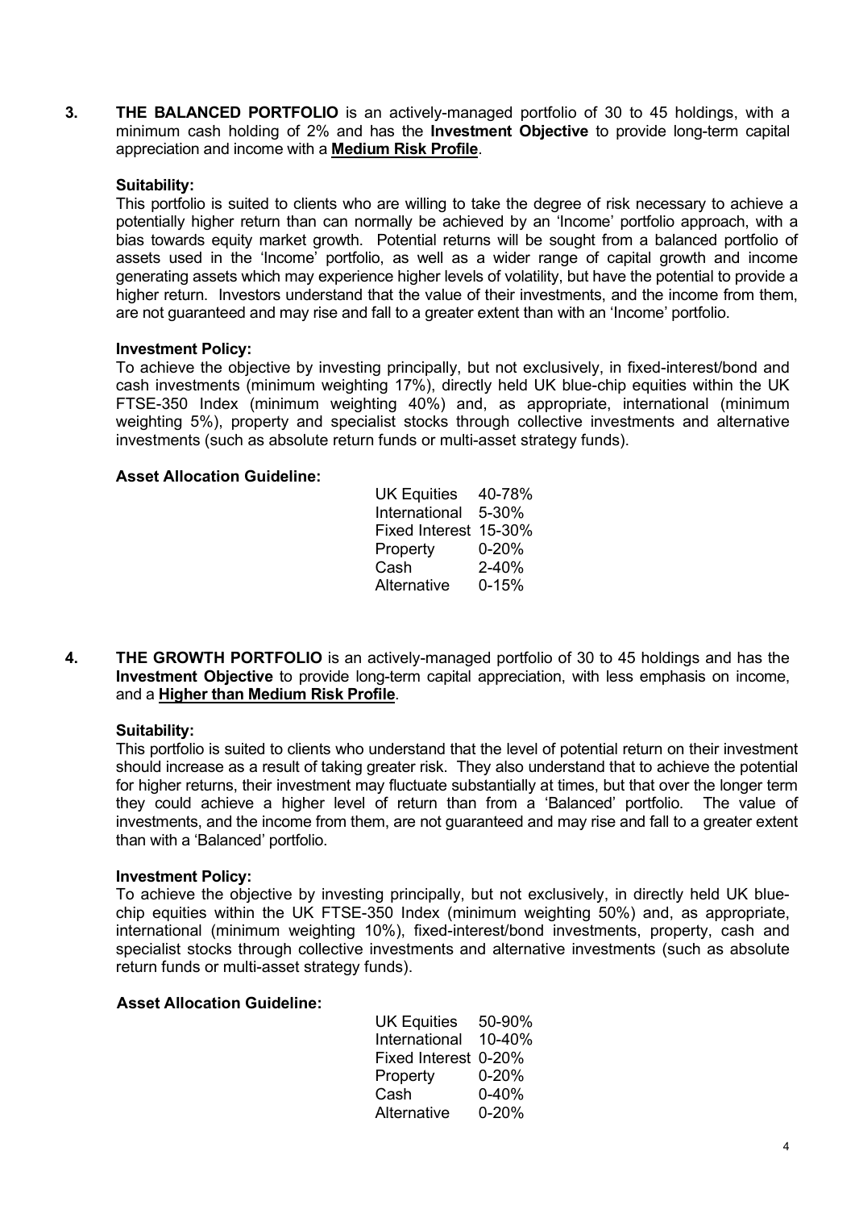**3. THE BALANCED PORTFOLIO** is an actively-managed portfolio of 30 to 45 holdings, with a minimum cash holding of 2% and has the **Investment Objective** to provide long-term capital appreciation and income with a **Medium Risk Profile**.

**Suitability:**

This portfolio is suited to clients who are willing to take the degree of risk necessary to achieve a potentially higher return than can normally be achieved by an 'Income' portfolio approach, with a bias towards equity market growth. Potential returns will be sought from a balanced portfolio of assets used in the 'Income' portfolio, as well as a wider range of capital growth and income generating assets which may experience higher levels of volatility, but have the potential to provide a higher return. Investors understand that the value of their investments, and the income from them, are not guaranteed and may rise and fall to a greater extent than with an 'Income' portfolio.

**Investment Policy:**

To achieve the objective by investing principally, but not exclusively, in fixed-interest/bond and cash investments (minimum weighting 17%), directly held UK blue-chip equities within the UK FTSE-350 Index (minimum weighting 40%) and, as appropriate, international (minimum weighting 5%), property and specialist stocks through collective investments and alternative investments (such as absolute return funds or multi-asset strategy funds).

**Asset Allocation Guideline:**

| | |
|---|---|
| UK Equities | 40-78% |
| International | 5-30% |
| Fixed Interest | 15-30% |
| Property | 0-20% |
| Cash | 2-40% |
| Alternative | 0-15% |

**4. THE GROWTH PORTFOLIO** is an actively-managed portfolio of 30 to 45 holdings and has the **Investment Objective** to provide long-term capital appreciation, with less emphasis on income, and a **Higher than Medium Risk Profile**.

**Suitability:**

This portfolio is suited to clients who understand that the level of potential return on their investment should increase as a result of taking greater risk. They also understand that to achieve the potential for higher returns, their investment may fluctuate substantially at times, but that over the longer term they could achieve a higher level of return than from a 'Balanced' portfolio. The value of investments, and the income from them, are not guaranteed and may rise and fall to a greater extent than with a 'Balanced' portfolio.

**Investment Policy:**

To achieve the objective by investing principally, but not exclusively, in directly held UK blue-chip equities within the UK FTSE-350 Index (minimum weighting 50%) and, as appropriate, international (minimum weighting 10%), fixed-interest/bond investments, property, cash and specialist stocks through collective investments and alternative investments (such as absolute return funds or multi-asset strategy funds).

**Asset Allocation Guideline:**

| | |
|---|---|
| UK Equities | 50-90% |
| International | 10-40% |
| Fixed Interest | 0-20% |
| Property | 0-20% |
| Cash | 0-40% |
| Alternative | 0-20% |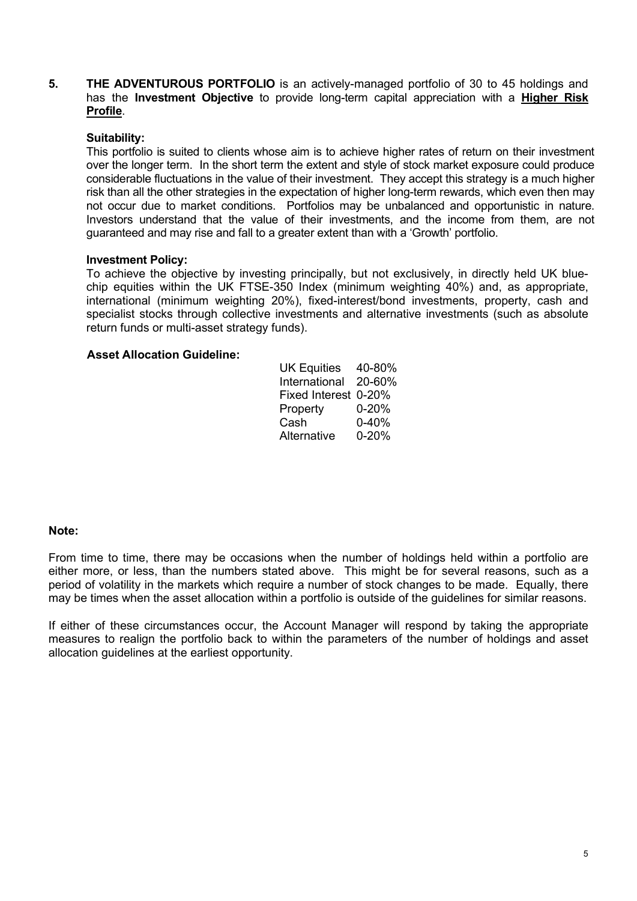**5. THE ADVENTUROUS PORTFOLIO** is an actively-managed portfolio of 30 to 45 holdings and has the **Investment Objective** to provide long-term capital appreciation with a **Higher Risk Profile**.

**Suitability:**

This portfolio is suited to clients whose aim is to achieve higher rates of return on their investment over the longer term. In the short term the extent and style of stock market exposure could produce considerable fluctuations in the value of their investment. They accept this strategy is a much higher risk than all the other strategies in the expectation of higher long-term rewards, which even then may not occur due to market conditions. Portfolios may be unbalanced and opportunistic in nature. Investors understand that the value of their investments, and the income from them, are not guaranteed and may rise and fall to a greater extent than with a 'Growth' portfolio.

**Investment Policy:**

To achieve the objective by investing principally, but not exclusively, in directly held UK blue-chip equities within the UK FTSE-350 Index (minimum weighting 40%) and, as appropriate, international (minimum weighting 20%), fixed-interest/bond investments, property, cash and specialist stocks through collective investments and alternative investments (such as absolute return funds or multi-asset strategy funds).

**Asset Allocation Guideline:**

| | |
|---|---|
| UK Equities | 40-80% |
| International | 20-60% |
| Fixed Interest | 0-20% |
| Property | 0-20% |
| Cash | 0-40% |
| Alternative | 0-20% |

**Note:**

From time to time, there may be occasions when the number of holdings held within a portfolio are either more, or less, than the numbers stated above. This might be for several reasons, such as a period of volatility in the markets which require a number of stock changes to be made. Equally, there may be times when the asset allocation within a portfolio is outside of the guidelines for similar reasons.

If either of these circumstances occur, the Account Manager will respond by taking the appropriate measures to realign the portfolio back to within the parameters of the number of holdings and asset allocation guidelines at the earliest opportunity.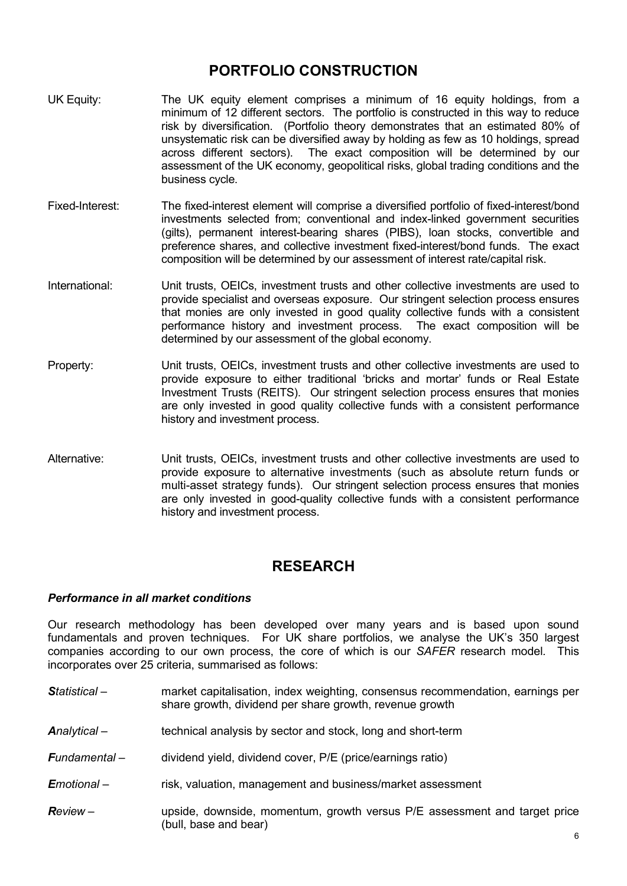## PORTFOLIO CONSTRUCTION

UK Equity: The UK equity element comprises a minimum of 16 equity holdings, from a minimum of 12 different sectors. The portfolio is constructed in this way to reduce risk by diversification. (Portfolio theory demonstrates that an estimated 80% of unsystematic risk can be diversified away by holding as few as 10 holdings, spread across different sectors). The exact composition will be determined by our assessment of the UK economy, geopolitical risks, global trading conditions and the business cycle.

Fixed-Interest: The fixed-interest element will comprise a diversified portfolio of fixed-interest/bond investments selected from; conventional and index-linked government securities (gilts), permanent interest-bearing shares (PIBS), loan stocks, convertible and preference shares, and collective investment fixed-interest/bond funds. The exact composition will be determined by our assessment of interest rate/capital risk.

International: Unit trusts, OEICs, investment trusts and other collective investments are used to provide specialist and overseas exposure. Our stringent selection process ensures that monies are only invested in good quality collective funds with a consistent performance history and investment process. The exact composition will be determined by our assessment of the global economy.

Property: Unit trusts, OEICs, investment trusts and other collective investments are used to provide exposure to either traditional 'bricks and mortar' funds or Real Estate Investment Trusts (REITS). Our stringent selection process ensures that monies are only invested in good quality collective funds with a consistent performance history and investment process.

Alternative: Unit trusts, OEICs, investment trusts and other collective investments are used to provide exposure to alternative investments (such as absolute return funds or multi-asset strategy funds). Our stringent selection process ensures that monies are only invested in good-quality collective funds with a consistent performance history and investment process.

## RESEARCH

***Performance in all market conditions***

Our research methodology has been developed over many years and is based upon sound fundamentals and proven techniques. For UK share portfolios, we analyse the UK's 350 largest companies according to our own process, the core of which is our *SAFER* research model. This incorporates over 25 criteria, summarised as follows:

***S****tatistical* – market capitalisation, index weighting, consensus recommendation, earnings per share growth, dividend per share growth, revenue growth

***A****nalytical* – technical analysis by sector and stock, long and short-term

***F****undamental* – dividend yield, dividend cover, P/E (price/earnings ratio)

***E****motional* – risk, valuation, management and business/market assessment

***R****eview* – upside, downside, momentum, growth versus P/E assessment and target price (bull, base and bear)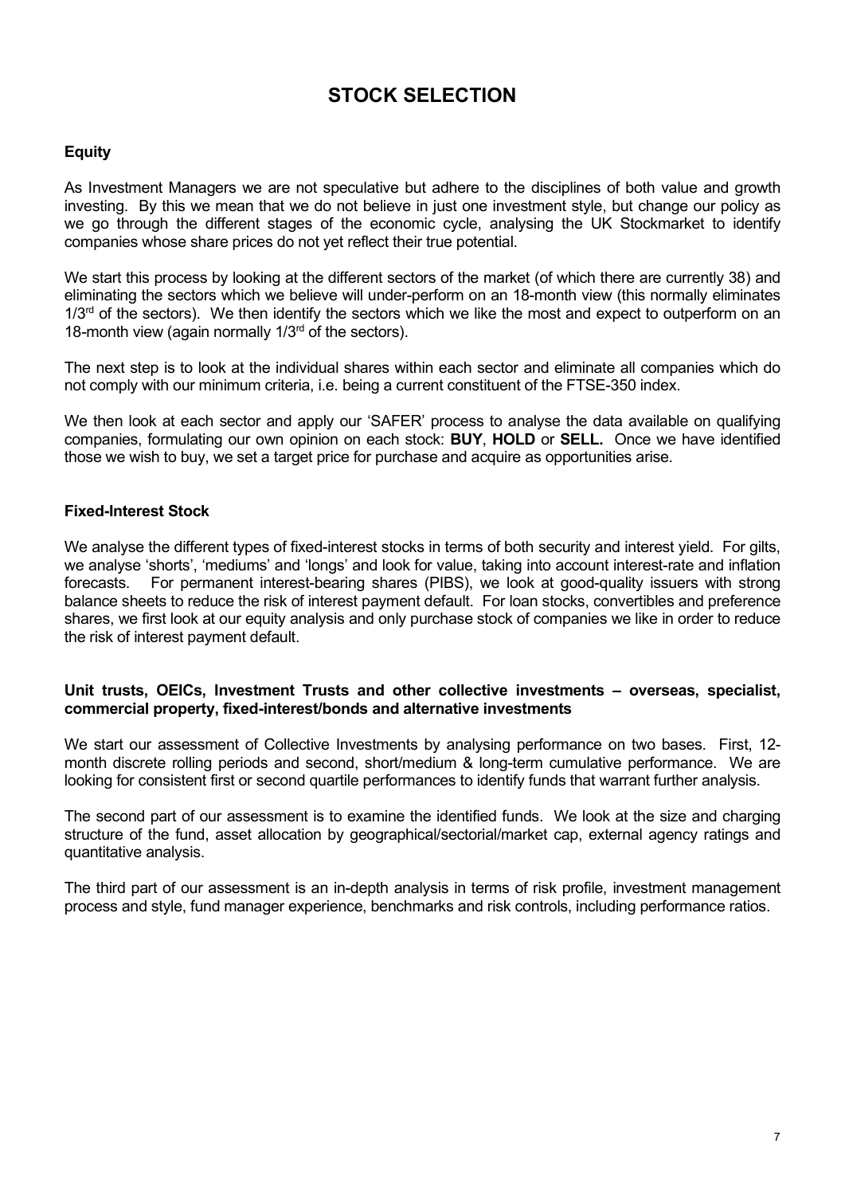# STOCK SELECTION

### Equity

As Investment Managers we are not speculative but adhere to the disciplines of both value and growth investing. By this we mean that we do not believe in just one investment style, but change our policy as we go through the different stages of the economic cycle, analysing the UK Stockmarket to identify companies whose share prices do not yet reflect their true potential.

We start this process by looking at the different sectors of the market (of which there are currently 38) and eliminating the sectors which we believe will under-perform on an 18-month view (this normally eliminates 1/3rd of the sectors). We then identify the sectors which we like the most and expect to outperform on an 18-month view (again normally 1/3rd of the sectors).

The next step is to look at the individual shares within each sector and eliminate all companies which do not comply with our minimum criteria, i.e. being a current constituent of the FTSE-350 index.

We then look at each sector and apply our 'SAFER' process to analyse the data available on qualifying companies, formulating our own opinion on each stock: **BUY**, **HOLD** or **SELL.** Once we have identified those we wish to buy, we set a target price for purchase and acquire as opportunities arise.

### Fixed-Interest Stock

We analyse the different types of fixed-interest stocks in terms of both security and interest yield. For gilts, we analyse 'shorts', 'mediums' and 'longs' and look for value, taking into account interest-rate and inflation forecasts. For permanent interest-bearing shares (PIBS), we look at good-quality issuers with strong balance sheets to reduce the risk of interest payment default. For loan stocks, convertibles and preference shares, we first look at our equity analysis and only purchase stock of companies we like in order to reduce the risk of interest payment default.

### Unit trusts, OEICs, Investment Trusts and other collective investments – overseas, specialist, commercial property, fixed-interest/bonds and alternative investments

We start our assessment of Collective Investments by analysing performance on two bases. First, 12-month discrete rolling periods and second, short/medium & long-term cumulative performance. We are looking for consistent first or second quartile performances to identify funds that warrant further analysis.

The second part of our assessment is to examine the identified funds. We look at the size and charging structure of the fund, asset allocation by geographical/sectorial/market cap, external agency ratings and quantitative analysis.

The third part of our assessment is an in-depth analysis in terms of risk profile, investment management process and style, fund manager experience, benchmarks and risk controls, including performance ratios.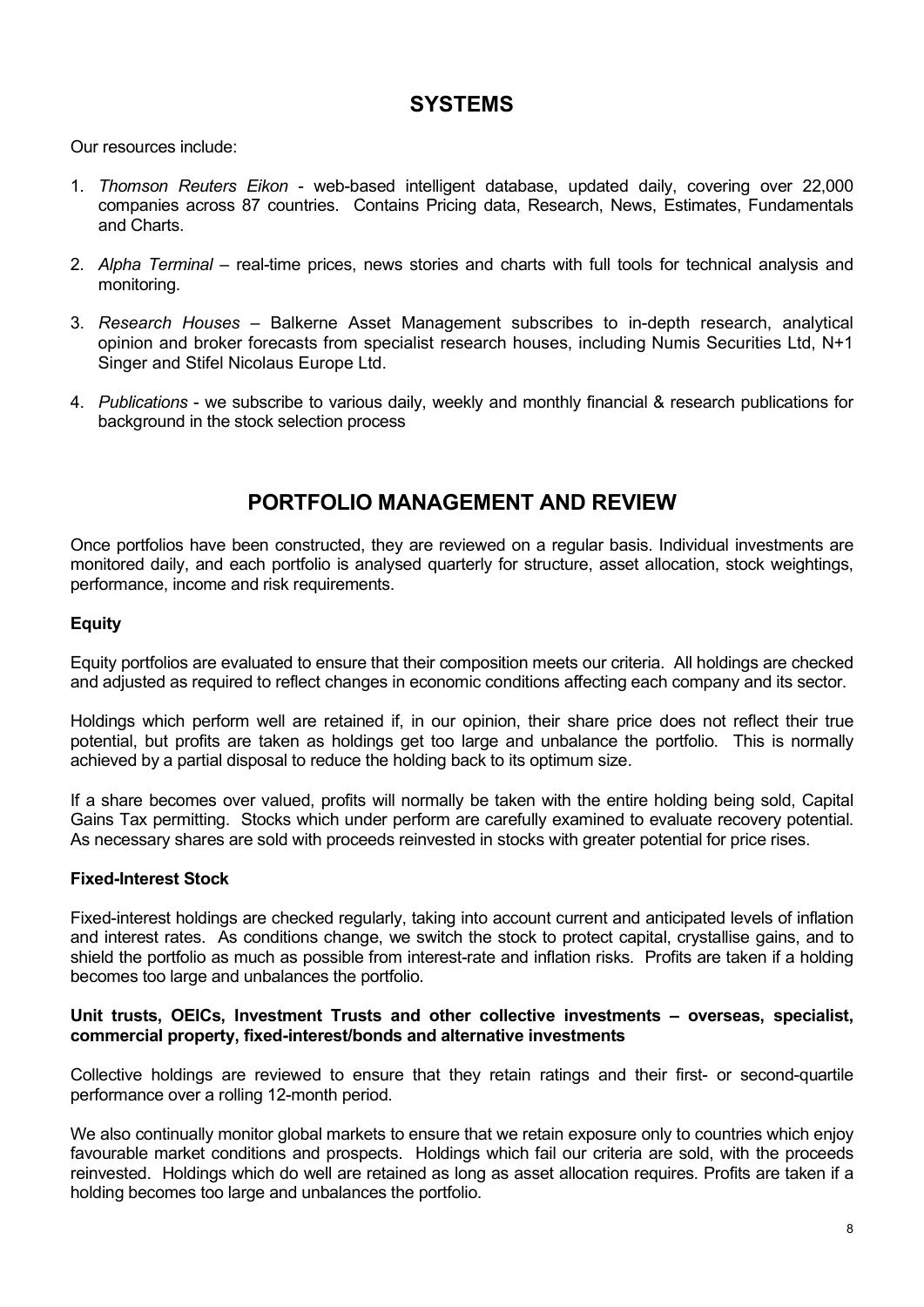# SYSTEMS

Our resources include:

1. *Thomson Reuters Eikon* - web-based intelligent database, updated daily, covering over 22,000 companies across 87 countries. Contains Pricing data, Research, News, Estimates, Fundamentals and Charts.

2. *Alpha Terminal* – real-time prices, news stories and charts with full tools for technical analysis and monitoring.

3. *Research Houses* – Balkerne Asset Management subscribes to in-depth research, analytical opinion and broker forecasts from specialist research houses, including Numis Securities Ltd, N+1 Singer and Stifel Nicolaus Europe Ltd.

4. *Publications* - we subscribe to various daily, weekly and monthly financial & research publications for background in the stock selection process

# PORTFOLIO MANAGEMENT AND REVIEW

Once portfolios have been constructed, they are reviewed on a regular basis. Individual investments are monitored daily, and each portfolio is analysed quarterly for structure, asset allocation, stock weightings, performance, income and risk requirements.

**Equity**

Equity portfolios are evaluated to ensure that their composition meets our criteria. All holdings are checked and adjusted as required to reflect changes in economic conditions affecting each company and its sector.

Holdings which perform well are retained if, in our opinion, their share price does not reflect their true potential, but profits are taken as holdings get too large and unbalance the portfolio. This is normally achieved by a partial disposal to reduce the holding back to its optimum size.

If a share becomes over valued, profits will normally be taken with the entire holding being sold, Capital Gains Tax permitting. Stocks which under perform are carefully examined to evaluate recovery potential. As necessary shares are sold with proceeds reinvested in stocks with greater potential for price rises.

**Fixed-Interest Stock**

Fixed-interest holdings are checked regularly, taking into account current and anticipated levels of inflation and interest rates. As conditions change, we switch the stock to protect capital, crystallise gains, and to shield the portfolio as much as possible from interest-rate and inflation risks. Profits are taken if a holding becomes too large and unbalances the portfolio.

**Unit trusts, OEICs, Investment Trusts and other collective investments – overseas, specialist, commercial property, fixed-interest/bonds and alternative investments**

Collective holdings are reviewed to ensure that they retain ratings and their first- or second-quartile performance over a rolling 12-month period.

We also continually monitor global markets to ensure that we retain exposure only to countries which enjoy favourable market conditions and prospects. Holdings which fail our criteria are sold, with the proceeds reinvested. Holdings which do well are retained as long as asset allocation requires. Profits are taken if a holding becomes too large and unbalances the portfolio.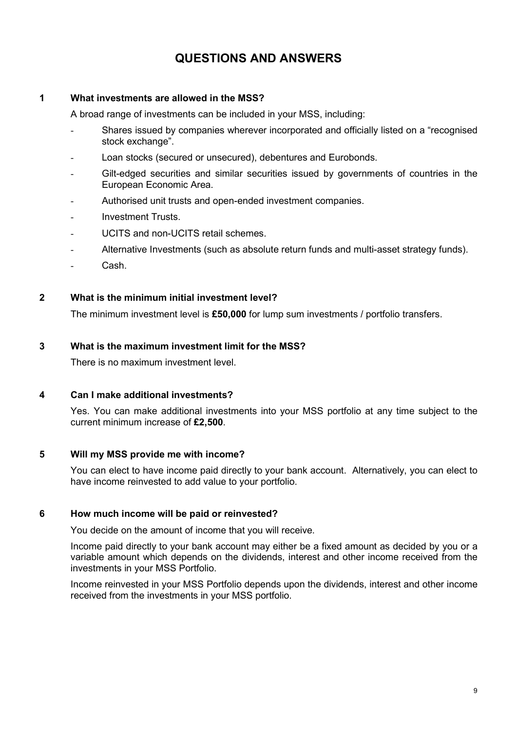# QUESTIONS AND ANSWERS

### 1 What investments are allowed in the MSS?

A broad range of investments can be included in your MSS, including:

- Shares issued by companies wherever incorporated and officially listed on a "recognised stock exchange".
- Loan stocks (secured or unsecured), debentures and Eurobonds.
- Gilt-edged securities and similar securities issued by governments of countries in the European Economic Area.
- Authorised unit trusts and open-ended investment companies.
- Investment Trusts.
- UCITS and non-UCITS retail schemes.
- Alternative Investments (such as absolute return funds and multi-asset strategy funds).
- Cash.

### 2 What is the minimum initial investment level?

The minimum investment level is **£50,000** for lump sum investments / portfolio transfers.

### 3 What is the maximum investment limit for the MSS?

There is no maximum investment level.

### 4 Can I make additional investments?

Yes. You can make additional investments into your MSS portfolio at any time subject to the current minimum increase of **£2,500**.

### 5 Will my MSS provide me with income?

You can elect to have income paid directly to your bank account. Alternatively, you can elect to have income reinvested to add value to your portfolio.

### 6 How much income will be paid or reinvested?

You decide on the amount of income that you will receive.

Income paid directly to your bank account may either be a fixed amount as decided by you or a variable amount which depends on the dividends, interest and other income received from the investments in your MSS Portfolio.

Income reinvested in your MSS Portfolio depends upon the dividends, interest and other income received from the investments in your MSS portfolio.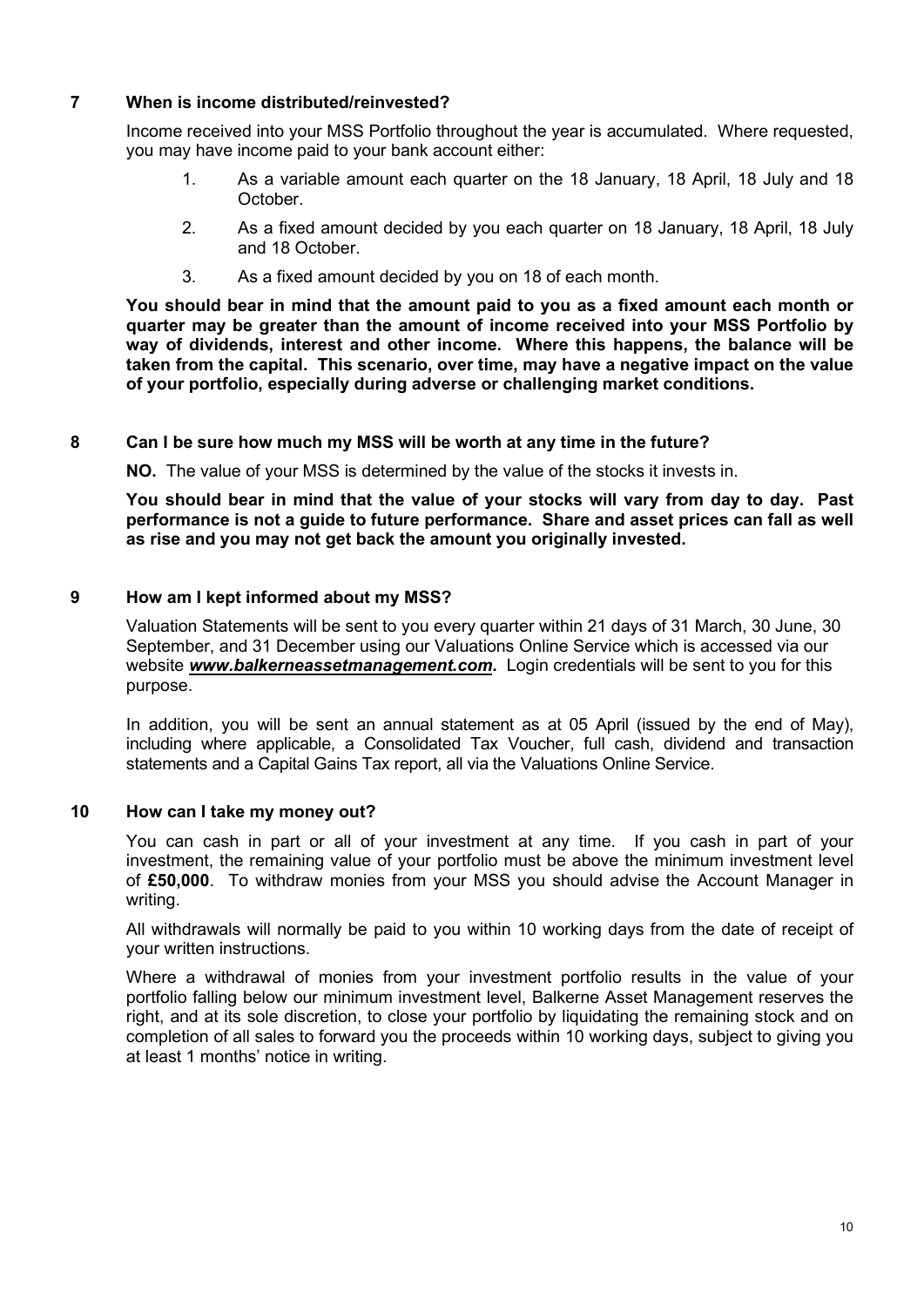## 7 When is income distributed/reinvested?

Income received into your MSS Portfolio throughout the year is accumulated. Where requested, you may have income paid to your bank account either:

1. As a variable amount each quarter on the 18 January, 18 April, 18 July and 18 October.
2. As a fixed amount decided by you each quarter on 18 January, 18 April, 18 July and 18 October.
3. As a fixed amount decided by you on 18 of each month.

**You should bear in mind that the amount paid to you as a fixed amount each month or quarter may be greater than the amount of income received into your MSS Portfolio by way of dividends, interest and other income. Where this happens, the balance will be taken from the capital. This scenario, over time, may have a negative impact on the value of your portfolio, especially during adverse or challenging market conditions.**

## 8 Can I be sure how much my MSS will be worth at any time in the future?

**NO.** The value of your MSS is determined by the value of the stocks it invests in.

**You should bear in mind that the value of your stocks will vary from day to day. Past performance is not a guide to future performance. Share and asset prices can fall as well as rise and you may not get back the amount you originally invested.**

## 9 How am I kept informed about my MSS?

Valuation Statements will be sent to you every quarter within 21 days of 31 March, 30 June, 30 September, and 31 December using our Valuations Online Service which is accessed via our website ***www.balkerneassetmanagement.com.*** Login credentials will be sent to you for this purpose.

In addition, you will be sent an annual statement as at 05 April (issued by the end of May), including where applicable, a Consolidated Tax Voucher, full cash, dividend and transaction statements and a Capital Gains Tax report, all via the Valuations Online Service.

## 10 How can I take my money out?

You can cash in part or all of your investment at any time. If you cash in part of your investment, the remaining value of your portfolio must be above the minimum investment level of **£50,000**. To withdraw monies from your MSS you should advise the Account Manager in writing.

All withdrawals will normally be paid to you within 10 working days from the date of receipt of your written instructions.

Where a withdrawal of monies from your investment portfolio results in the value of your portfolio falling below our minimum investment level, Balkerne Asset Management reserves the right, and at its sole discretion, to close your portfolio by liquidating the remaining stock and on completion of all sales to forward you the proceeds within 10 working days, subject to giving you at least 1 months' notice in writing.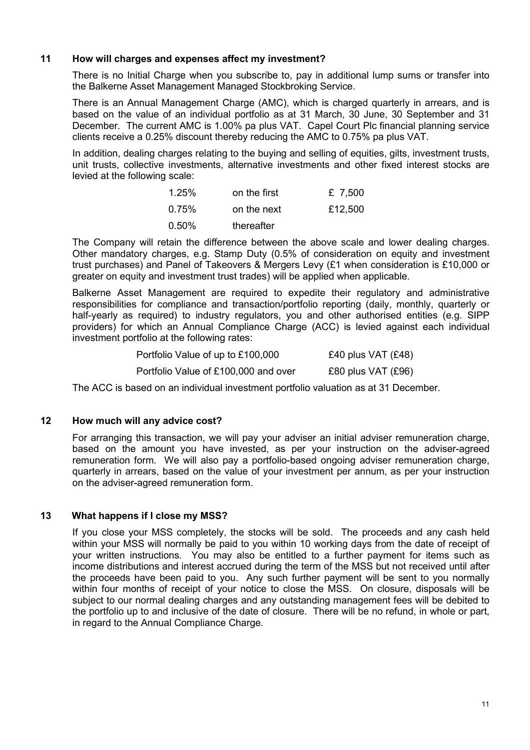## 11 How will charges and expenses affect my investment?

There is no Initial Charge when you subscribe to, pay in additional lump sums or transfer into the Balkerne Asset Management Managed Stockbroking Service.

There is an Annual Management Charge (AMC), which is charged quarterly in arrears, and is based on the value of an individual portfolio as at 31 March, 30 June, 30 September and 31 December. The current AMC is 1.00% pa plus VAT. Capel Court Plc financial planning service clients receive a 0.25% discount thereby reducing the AMC to 0.75% pa plus VAT.

In addition, dealing charges relating to the buying and selling of equities, gilts, investment trusts, unit trusts, collective investments, alternative investments and other fixed interest stocks are levied at the following scale:

| | | |
|---|---|---|
| 1.25% | on the first | £ 7,500 |
| 0.75% | on the next | £12,500 |
| 0.50% | thereafter | |

The Company will retain the difference between the above scale and lower dealing charges. Other mandatory charges, e.g. Stamp Duty (0.5% of consideration on equity and investment trust purchases) and Panel of Takeovers & Mergers Levy (£1 when consideration is £10,000 or greater on equity and investment trust trades) will be applied when applicable.

Balkerne Asset Management are required to expedite their regulatory and administrative responsibilities for compliance and transaction/portfolio reporting (daily, monthly, quarterly or half-yearly as required) to industry regulators, you and other authorised entities (e.g. SIPP providers) for which an Annual Compliance Charge (ACC) is levied against each individual investment portfolio at the following rates:

| | |
|---|---|
| Portfolio Value of up to £100,000 | £40 plus VAT (£48) |
| Portfolio Value of £100,000 and over | £80 plus VAT (£96) |

The ACC is based on an individual investment portfolio valuation as at 31 December.

## 12 How much will any advice cost?

For arranging this transaction, we will pay your adviser an initial adviser remuneration charge, based on the amount you have invested, as per your instruction on the adviser-agreed remuneration form. We will also pay a portfolio-based ongoing adviser remuneration charge, quarterly in arrears, based on the value of your investment per annum, as per your instruction on the adviser-agreed remuneration form.

## 13 What happens if I close my MSS?

If you close your MSS completely, the stocks will be sold. The proceeds and any cash held within your MSS will normally be paid to you within 10 working days from the date of receipt of your written instructions. You may also be entitled to a further payment for items such as income distributions and interest accrued during the term of the MSS but not received until after the proceeds have been paid to you. Any such further payment will be sent to you normally within four months of receipt of your notice to close the MSS. On closure, disposals will be subject to our normal dealing charges and any outstanding management fees will be debited to the portfolio up to and inclusive of the date of closure. There will be no refund, in whole or part, in regard to the Annual Compliance Charge.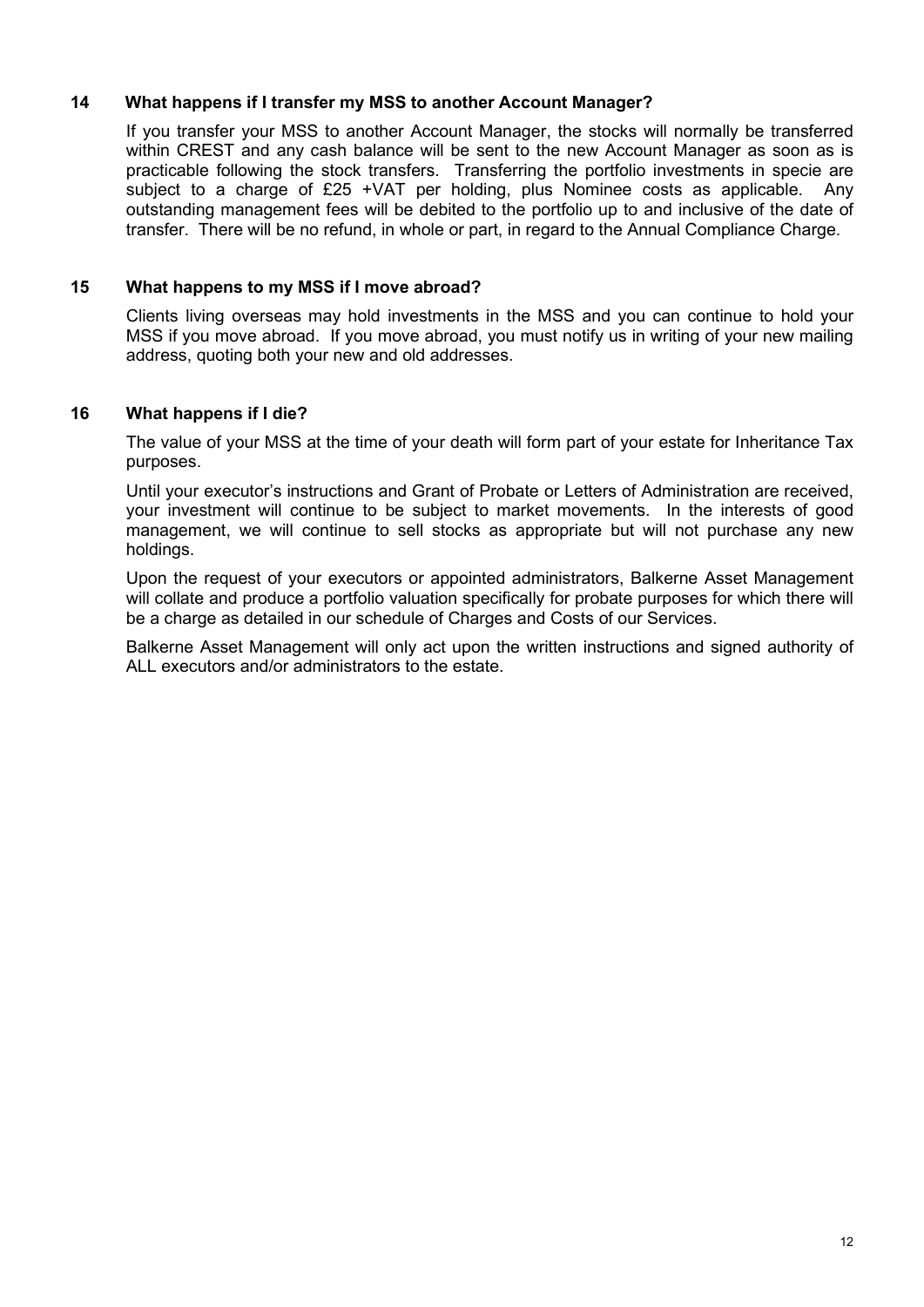## 14 What happens if I transfer my MSS to another Account Manager?

If you transfer your MSS to another Account Manager, the stocks will normally be transferred within CREST and any cash balance will be sent to the new Account Manager as soon as is practicable following the stock transfers. Transferring the portfolio investments in specie are subject to a charge of £25 +VAT per holding, plus Nominee costs as applicable. Any outstanding management fees will be debited to the portfolio up to and inclusive of the date of transfer. There will be no refund, in whole or part, in regard to the Annual Compliance Charge.

## 15 What happens to my MSS if I move abroad?

Clients living overseas may hold investments in the MSS and you can continue to hold your MSS if you move abroad. If you move abroad, you must notify us in writing of your new mailing address, quoting both your new and old addresses.

## 16 What happens if I die?

The value of your MSS at the time of your death will form part of your estate for Inheritance Tax purposes.

Until your executor's instructions and Grant of Probate or Letters of Administration are received, your investment will continue to be subject to market movements. In the interests of good management, we will continue to sell stocks as appropriate but will not purchase any new holdings.

Upon the request of your executors or appointed administrators, Balkerne Asset Management will collate and produce a portfolio valuation specifically for probate purposes for which there will be a charge as detailed in our schedule of Charges and Costs of our Services.

Balkerne Asset Management will only act upon the written instructions and signed authority of ALL executors and/or administrators to the estate.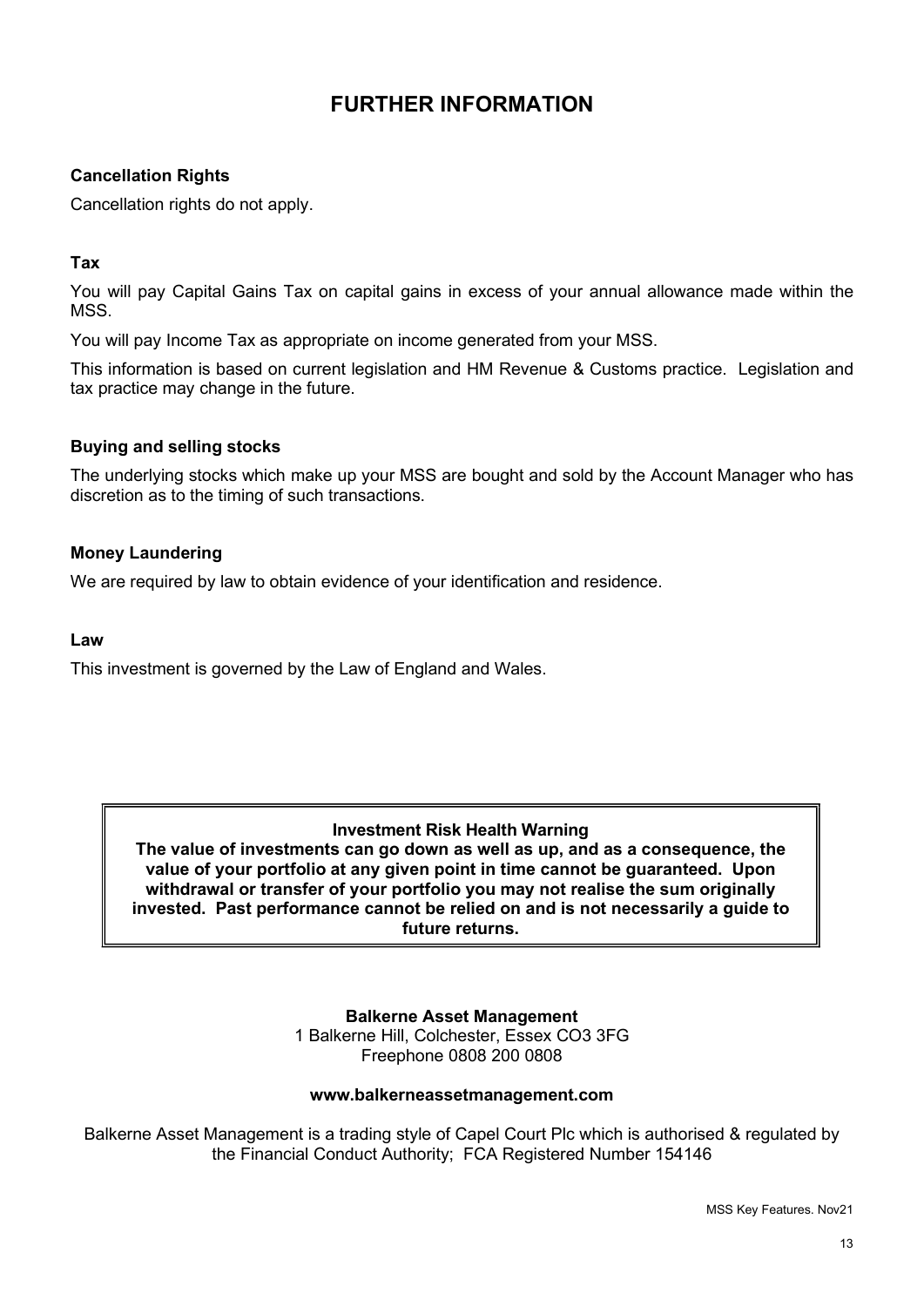# FURTHER INFORMATION

**Cancellation Rights**

Cancellation rights do not apply.

**Tax**

You will pay Capital Gains Tax on capital gains in excess of your annual allowance made within the MSS.

You will pay Income Tax as appropriate on income generated from your MSS.

This information is based on current legislation and HM Revenue & Customs practice. Legislation and tax practice may change in the future.

**Buying and selling stocks**

The underlying stocks which make up your MSS are bought and sold by the Account Manager who has discretion as to the timing of such transactions.

**Money Laundering**

We are required by law to obtain evidence of your identification and residence.

**Law**

This investment is governed by the Law of England and Wales.

**Investment Risk Health Warning**
**The value of investments can go down as well as up, and as a consequence, the value of your portfolio at any given point in time cannot be guaranteed. Upon withdrawal or transfer of your portfolio you may not realise the sum originally invested. Past performance cannot be relied on and is not necessarily a guide to future returns.**

**Balkerne Asset Management**
1 Balkerne Hill, Colchester, Essex CO3 3FG
Freephone 0808 200 0808

**www.balkerneassetmanagement.com**

Balkerne Asset Management is a trading style of Capel Court Plc which is authorised & regulated by the Financial Conduct Authority; FCA Registered Number 154146

MSS Key Features. Nov21